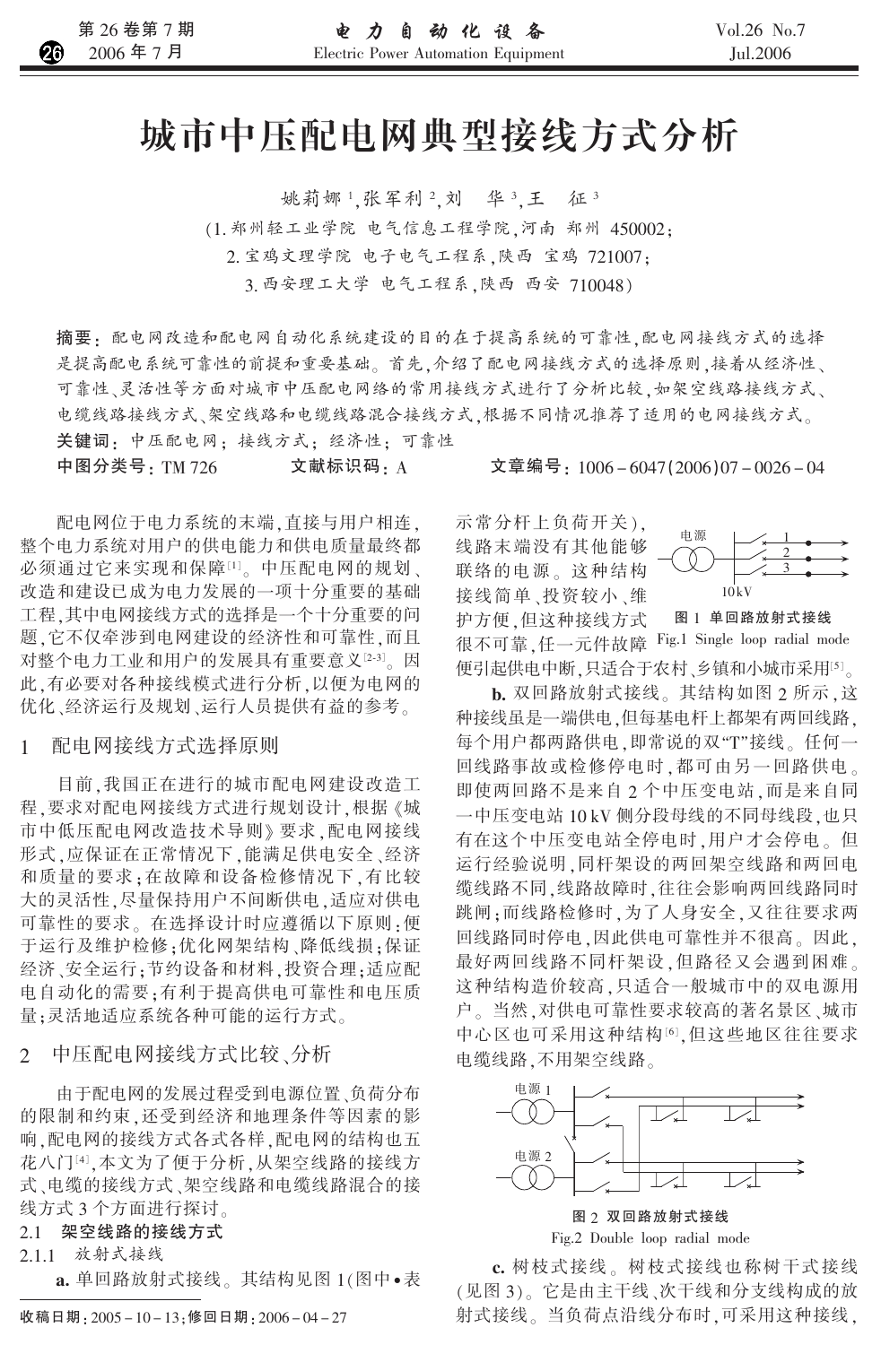# 城市中压配电网典型接线方式分析

姚莉娜[1]，张军利[2]，刘 华[3]，王 征[3]

（1. 郑州轻工业学院 电气信息工程学院，河南 郑州 450002；
2. 宝鸡文理学院 电子电气工程系，陕西 宝鸡 721007；
3. 西安理工大学 电气工程系，陕西 西安 710048）

**摘要：** 配电网改造和配电网自动化系统建设的目的在于提高系统的可靠性，配电网接线方式的选择是提高配电系统可靠性的前提和重要基础。首先，介绍了配电网接线方式的选择原则，接着从经济性、可靠性、灵活性等方面对城市中压配电网络的常用接线方式进行了分析比较，如架空线路接线方式、电缆线路接线方式、架空线路和电缆线路混合接线方式，根据不同情况推荐了适用的电网接线方式。

**关键词：** 中压配电网；接线方式；经济性；可靠性

**中图分类号：** TM 726　　**文献标识码：** A　　**文章编号：** 1006-6047(2006)07-0026-04

配电网位于电力系统的末端，直接与用户相连，整个电力系统对用户的供电能力和供电质量最终都必须通过它来实现和保障[1]。中压配电网的规划、改造和建设已成为电力发展的一项十分重要的基础工程，其中电网接线方式的选择是一个十分重要的问题，它不仅牵涉到电网建设的经济性和可靠性，而且对整个电力工业和用户的发展具有重要意义[2-3]。因此，有必要对各种接线模式进行分析，以便为电网的优化、经济运行及规划、运行人员提供有益的参考。

## 1 配电网接线方式选择原则

目前，我国正在进行的城市配电网建设改造工程，要求对配电网接线方式进行规划设计，根据《城市中低压配电网改造技术导则》要求，配电网接线形式，应保证在正常情况下，能满足供电安全、经济和质量的要求；在故障和设备检修情况下，有比较大的灵活性，尽量保持用户不间断供电，适应对供电可靠性的要求。在选择设计时应遵循以下原则：便于运行及维护检修；优化网架结构、降低线损；保证经济、安全运行；节约设备和材料，投资合理；适应配电自动化的需要；有利于提高供电可靠性和电压质量；灵活地适应系统各种可能的运行方式。

## 2 中压配电网接线方式比较、分析

由于配电网的发展过程受到电源位置、负荷分布的限制和约束，还受到经济和地理条件等因素的影响，配电网的接线方式各式各样，配电网的结构也五花八门[4]，本文为了便于分析，从架空线路的接线方式、电缆的接线方式、架空线路和电缆线路混合的接线方式3个方面进行探讨。

### 2.1 架空线路的接线方式

#### 2.1.1 放射式接线

**a.** 单回路放射式接线。其结构见图1（图中•表示常分杆上负荷开关），线路末端没有其他能够联络的电源。这种结构接线简单、投资较小、维护方便，但这种接线方式很不可靠，任一元件故障便引起供电中断，只适合于农村、乡镇和小城市采用[5]。

**图1 单回路放射式接线**
Fig.1 Single loop radial mode

**b.** 双回路放射式接线。其结构如图2所示，这种接线虽是一端供电，但每基电杆上都架有两回线路，每个用户都两路供电，即常说的双"T"接线。任何一回线路事故或检修停电时，都可由另一回路供电。即使两回路不是来自2个中压变电站，而是来自同一中压变电站10kV侧分段母线的不同母线段，也只有在这个中压变电站全停电时，用户才会停电。但运行经验说明，同杆架设的两回架空线路和两回电缆线路不同，线路故障时，往往会影响两回线路同时跳闸；而线路检修时，为了人身安全，又往往要求两回线路同时停电，因此供电可靠性并不很高。因此，最好两回线路不同杆架设，但路径又会遇到困难。这种结构造价较高，只适合一般城市中的双电源用户。当然，对供电可靠性要求较高的著名景区、城市中心区也可采用这种结构[6]，但这些地区往往要求电缆线路，不用架空线路。

**图2 双回路放射式接线**
Fig.2 Double loop radial mode

**c.** 树枝式接线。树枝式接线也称树干式接线（见图3）。它是由主干线、次干线和分支线构成的放射式接线。当负荷点沿线分布时，可采用这种接线，

收稿日期：2005-10-13；修回日期：2006-04-27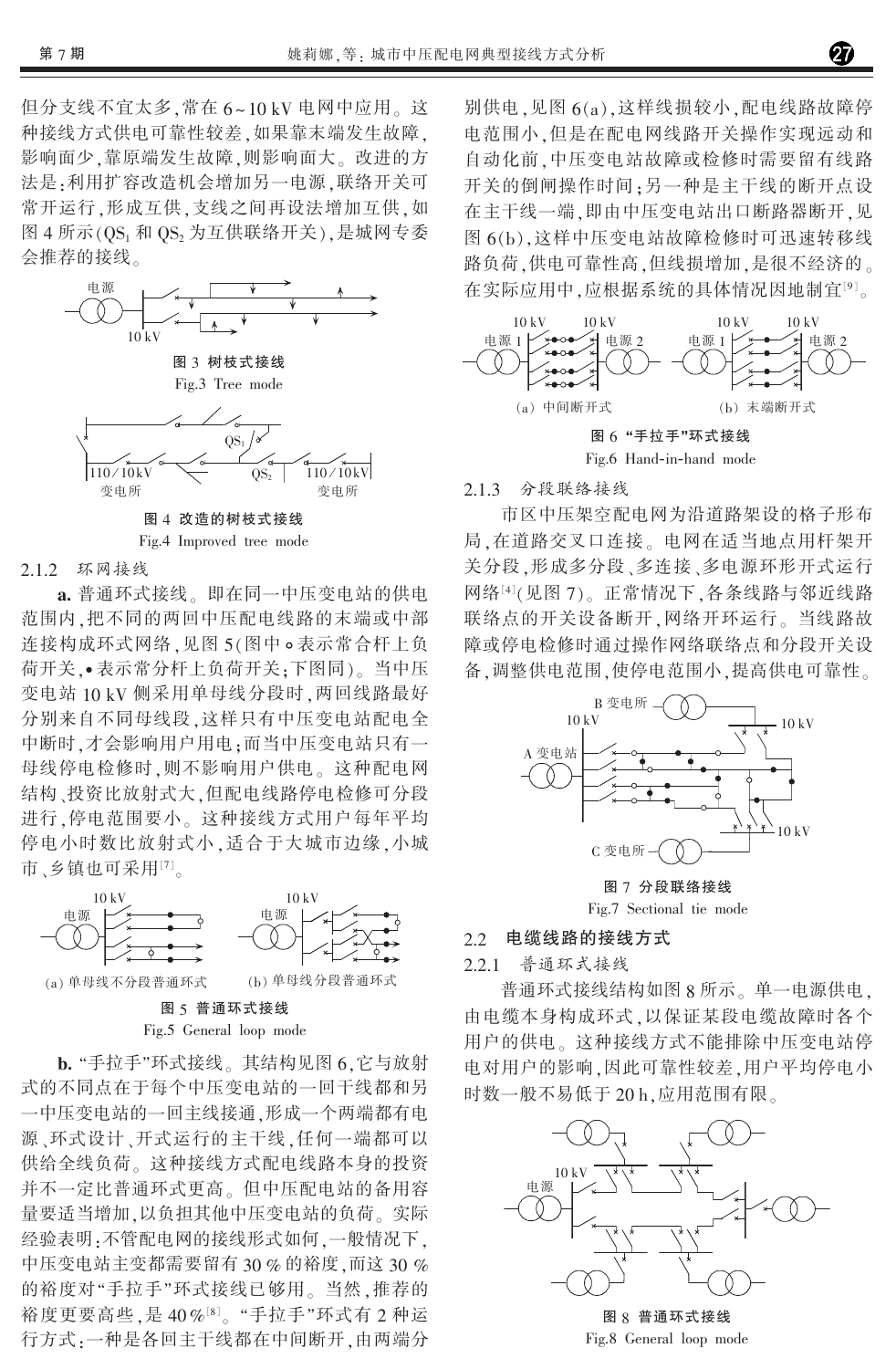但分支线不宜太多,常在 6~10 kV 电网中应用。这种接线方式供电可靠性较差,如果靠末端发生故障,影响面少,靠原端发生故障,则影响面大。改进的方法是:利用扩容改造机会增加另一电源,联络开关可常开运行,形成互供,支线之间再设法增加互供,如图 4 所示($QS_1$ 和 $QS_2$ 为互供联络开关),是城网专委会推荐的接线。

图 3 树枝式接线
Fig.3 Tree mode

图 4 改造的树枝式接线
Fig.4 Improved tree mode

### 2.1.2 环网接线

**a.** 普通环式接线。即在同一中压变电站的供电范围内,把不同的两回中压配电线路的末端或中部连接构成环式网络,见图 5(图中 ∘ 表示常合杆上负荷开关,• 表示常分杆上负荷开关;下图同)。当中压变电站 10 kV 侧采用单母线分段时,两回线路最好分别来自不同母线段,这样只有中压变电站配电全中断时,才会影响用户用电;而当中压变电站只有一母线停电检修时,则不影响用户供电。这种配电网结构、投资比放射式大,但配电线路停电检修可分段进行,停电范围要小。这种接线方式用户每年平均停电小时数比放射式小,适合于大城市边缘,小城市、乡镇也可采用[7]。

(a) 单母线不分段普通环式　(b) 单母线分段普通环式

图 5 普通环式接线
Fig.5 General loop mode

**b.** "手拉手"环式接线。其结构见图 6,它与放射式的不同点在于每个中压变电站的一回干线都和另一中压变电站的一回主线接通,形成一个两端都有电源、环式设计、开式运行的主干线,任何一端都可以供给全线负荷。这种接线方式配电线路本身的投资并不一定比普通环式更高。但中压配电站的备用容量要适当增加,以负担其他中压变电站的负荷。实际经验表明:不管配电网的接线形式如何,一般情况下,中压变电站主变都需要留有 30 % 的裕度,而这 30 % 的裕度对"手拉手"环式接线已够用。当然,推荐的裕度更要高些,是 40 %[8]。"手拉手"环式有 2 种运行方式:一种是各回主干线都在中间断开,由两端分别供电,见图 6(a),这样线损较小,配电线路故障停电范围小,但是在配电网线路开关操作实现远动和自动化前,中压变电站故障或检修时需要留有线路开关的倒闸操作时间;另一种是主干线的断开点设在主干线一端,即由中压变电站出口断路器断开,见图 6(b),这样中压变电站故障检修时可迅速转移线路负荷,供电可靠性高,但线损增加,是很不经济的。在实际应用中,应根据系统的具体情况因地制宜[9]。

(a) 中间断开式　(b) 末端断开式

图 6 "手拉手"环式接线
Fig.6 Hand-in-hand mode

### 2.1.3 分段联络接线

市区中压架空配电网为沿道路架设的格子形布局,在道路交叉口连接。电网在适当地点用杆架开关分段,形成多分段、多连接、多电源环形开式运行网络[4](见图 7)。正常情况下,各条线路与邻近线路联络点的开关设备断开,网络开环运行。当线路故障或停电检修时通过操作网络联络点和分段开关设备,调整供电范围,使停电范围小,提高供电可靠性。

图 7 分段联络接线
Fig.7 Sectional tie mode

## 2.2 电缆线路的接线方式

### 2.2.1 普通环式接线

普通环式接线结构如图 8 所示。单一电源供电,由电缆本身构成环式,以保证某段电缆故障时各个用户的供电。这种接线方式不能排除中压变电站停电对用户的影响,因此可靠性较差,用户平均停电小时数一般不易低于 20 h,应用范围有限。

图 8 普通环式接线
Fig.8 General loop mode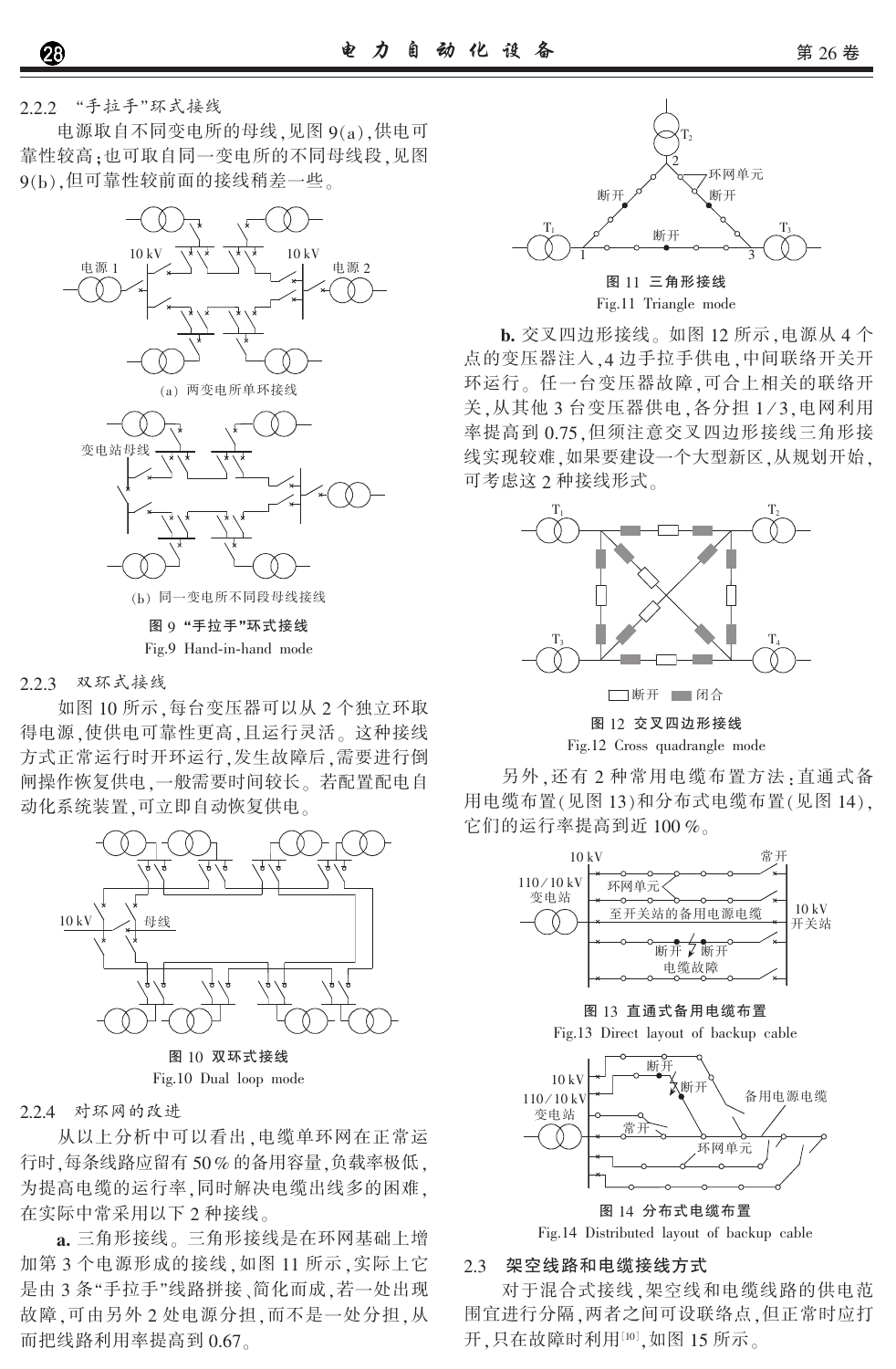### 2.2.2 “手拉手”环式接线

电源取自不同变电所的母线，见图 9(a)，供电可靠性较高；也可取自同一变电所的不同母线段，见图 9(b)，但可靠性较前面的接线稍差一些。

(a) 两变电所单环接线

(b) 同一变电所不同段母线接线

**图 9 “手拉手”环式接线**

Fig.9 Hand-in-hand mode

### 2.2.3 双环式接线

如图 10 所示，每台变压器可以从 2 个独立环取得电源，使供电可靠性更高，且运行灵活。这种接线方式正常运行时开环运行，发生故障后，需要进行倒闸操作恢复供电，一般需要时间较长。若配置配电自动化系统装置，可立即自动恢复供电。

**图 10 双环式接线**

Fig.10 Dual loop mode

### 2.2.4 对环网的改进

从以上分析中可以看出，电缆单环网在正常运行时，每条线路应留有 50% 的备用容量，负载率极低，为提高电缆的运行率，同时解决电缆出线多的困难，在实际中常采用以下 2 种接线。

**a.** 三角形接线。三角形接线是在环网基础上增加第 3 个电源形成的接线，如图 11 所示，实际上它是由 3 条“手拉手”线路拼接、简化而成，若一处出现故障，可由另外 2 处电源分担，而不是一处分担，从而把线路利用率提高到 0.67。

**图 11 三角形接线**

Fig.11 Triangle mode

**b.** 交叉四边形接线。如图 12 所示，电源从 4 个点的变压器注入，4 边手拉手供电，中间联络开关开环运行。任一台变压器故障，可合上相关的联络开关，从其他 3 台变压器供电，各分担 1/3，电网利用率提高到 0.75，但须注意交叉四边形接线三角形接线实现较难，如果要建设一个大型新区，从规划开始，可考虑这 2 种接线形式。

**图 12 交叉四边形接线**

Fig.12 Cross quadrangle mode

另外，还有 2 种常用电缆布置方法：直通式备用电缆布置(见图 13)和分布式电缆布置(见图 14)，它们的运行率提高到近 100%。

**图 13 直通式备用电缆布置**

Fig.13 Direct layout of backup cable

**图 14 分布式电缆布置**

Fig.14 Distributed layout of backup cable

## 2.3 架空线路和电缆接线方式

对于混合式接线，架空线和电缆线路的供电范围宜进行分隔，两者之间可设联络点，但正常时应打开，只在故障时利用[10]，如图 15 所示。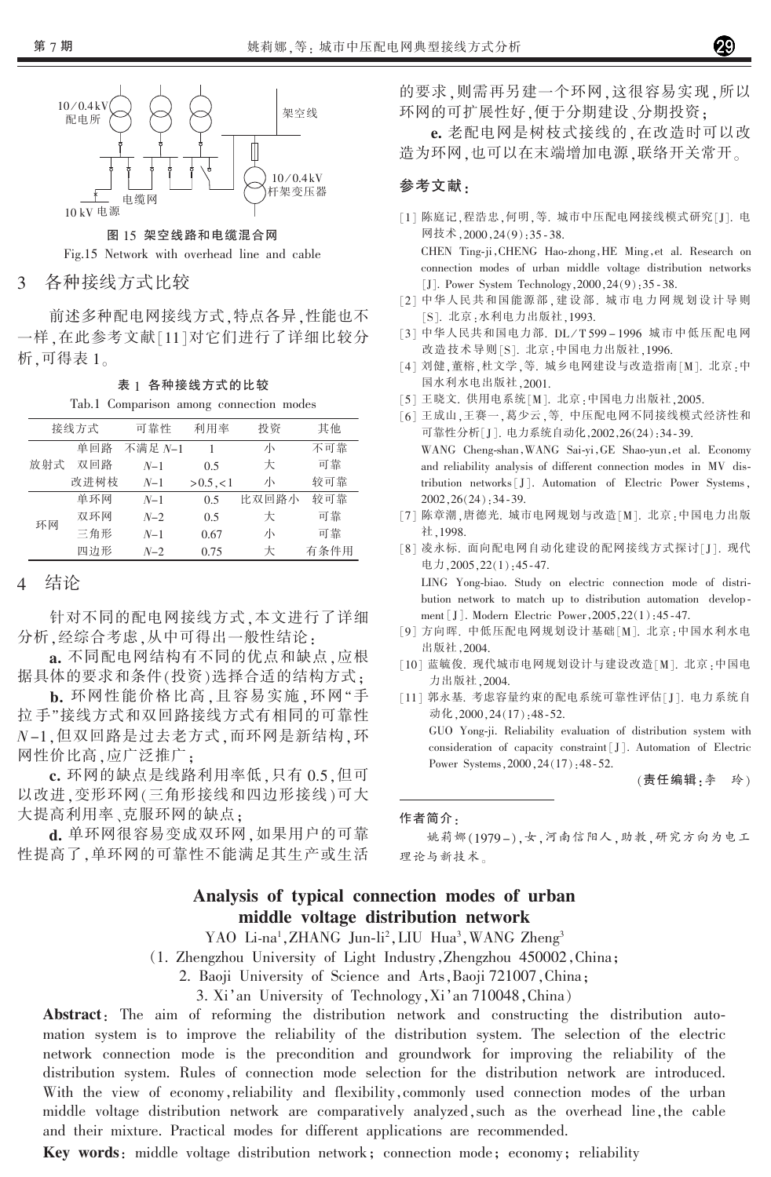10/0.4kV
配电所

架空线

10/0.4kV
杆架变压器

电缆网

10 kV 电源

图 15 架空线路和电缆混合网

Fig.15 Network with overhead line and cable

## 3 各种接线方式比较

前述多种配电网接线方式,特点各异,性能也不一样,在此参考文献[11]对它们进行了详细比较分析,可得表 1。

表 1 各种接线方式的比较

Tab.1 Comparison among connection modes

| 接线方式 | | 可靠性 | 利用率 | 投资 | 其他 |
|---|---|---|---|---|---|
| 放射式 | 单回路 | 不满足 $N-1$ | 1 | 小 | 不可靠 |
| | 双回路 | $N-1$ | 0.5 | 大 | 可靠 |
| | 改进树枝 | $N-1$ | $>0.5,<1$ | 小 | 较可靠 |
| 环网 | 单环网 | $N-1$ | 0.5 | 比双回路小 | 较可靠 |
| | 双环网 | $N-2$ | 0.5 | 大 | 可靠 |
| | 三角形 | $N-1$ | 0.67 | 小 | 可靠 |
| | 四边形 | $N-2$ | 0.75 | 大 | 有条件用 |

## 4 结论

针对不同的配电网接线方式,本文进行了详细分析,经综合考虑,从中可得出一般性结论:

**a.** 不同配电网结构有不同的优点和缺点,应根据具体的要求和条件(投资)选择合适的结构方式;

**b.** 环网性能价格比高,且容易实施,环网"手拉手"接线方式和双回路接线方式有相同的可靠性 $N-1$,但双回路是过去老方式,而环网是新结构,环网性价比高,应广泛推广;

**c.** 环网的缺点是线路利用率低,只有 0.5,但可以改进,变形环网(三角形接线和四边形接线)可大大提高利用率、克服环网的缺点;

**d.** 单环网很容易变成双环网,如果用户的可靠性提高了,单环网的可靠性不能满足其生产或生活的要求,则需再另建一个环网,这很容易实现,所以环网的可扩展性好,便于分期建设、分期投资;

**e.** 老配电网是树枝式接线的,在改造时可以改造为环网,也可以在末端增加电源,联络开关常开。

## 参考文献:

[1] 陈庭记,程浩忠,何明,等. 城市中压配电网接线模式研究[J]. 电网技术,2000,24(9):35-38.
CHEN Ting-ji,CHENG Hao-zhong,HE Ming,et al. Research on connection modes of urban middle voltage distribution networks [J]. Power System Technology,2000,24(9):35-38.

[2] 中华人民共和国能源部,建设部. 城市电力网规划设计导则[S]. 北京:水利电力出版社,1993.

[3] 中华人民共和国电力部. DL/T 599-1996 城市中低压配电网改造技术导则[S]. 北京:中国电力出版社,1996.

[4] 刘健,董榕,杜文学,等. 城乡电网建设与改造指南[M]. 北京:中国水利水电出版社,2001.

[5] 王晓文. 供用电系统[M]. 北京:中国电力出版社,2005.

[6] 王成山,王赛一,葛少云,等. 中压配电网不同接线模式经济性和可靠性分析[J]. 电力系统自动化,2002,26(24):34-39.
WANG Cheng-shan,WANG Sai-yi,GE Shao-yun,et al. Economy and reliability analysis of different connection modes in MV distribution networks[J]. Automation of Electric Power Systems,2002,26(24):34-39.

[7] 陈章潮,唐德光. 城市电网规划与改造[M]. 北京:中国电力出版社,1998.

[8] 凌永标. 面向配电网自动化建设的配网接线方式探讨[J]. 现代电力,2005,22(1):45-47.
LING Yong-biao. Study on electric connection mode of distribution network to match up to distribution automation development[J]. Modern Electric Power,2005,22(1):45-47.

[9] 方向晖. 中低压配电网规划设计基础[M]. 北京:中国水利水电出版社,2004.

[10] 蓝毓俊. 现代城市电网规划设计与建设改造[M]. 北京:中国电力出版社,2004.

[11] 郭永基. 考虑容量约束的配电系统可靠性评估[J]. 电力系统自动化,2000,24(17):48-52.
GUO Yong-ji. Reliability evaluation of distribution system with consideration of capacity constraint[J]. Automation of Electric Power Systems,2000,24(17):48-52.

(责任编辑:李 玲)

**作者简介:**

姚莉娜(1979-),女,河南信阳人,助教,研究方向为电工理论与新技术。

# Analysis of typical connection modes of urban middle voltage distribution network

YAO Li-na[1], ZHANG Jun-li[2], LIU Hua[3], WANG Zheng[3]

(1. Zhengzhou University of Light Industry, Zhengzhou 450002, China;
2. Baoji University of Science and Arts, Baoji 721007, China;
3. Xi'an University of Technology, Xi'an 710048, China)

**Abstract**: The aim of reforming the distribution network and constructing the distribution automation system is to improve the reliability of the distribution system. The selection of the electric network connection mode is the precondition and groundwork for improving the reliability of the distribution system. Rules of connection mode selection for the distribution network are introduced. With the view of economy, reliability and flexibility, commonly used connection modes of the urban middle voltage distribution network are comparatively analyzed, such as the overhead line, the cable and their mixture. Practical modes for different applications are recommended.

**Key words**: middle voltage distribution network; connection mode; economy; reliability